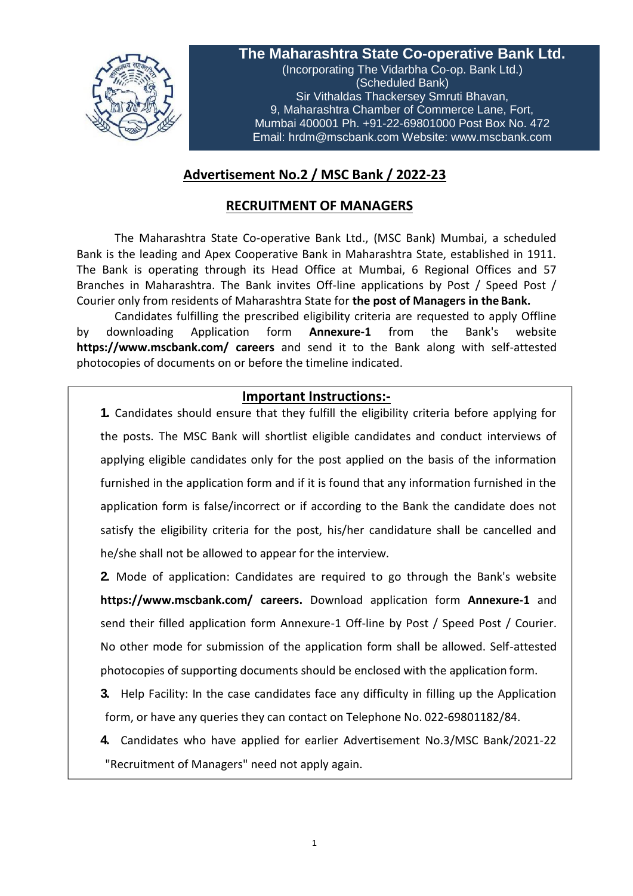# The Maharashtra State Co-operative Bank Ltd.

(Incorporating The Vidarbha Co-op. Bank Ltd.)
(Scheduled Bank)
Sir Vithaldas Thackersey Smruti Bhavan,
9, Maharashtra Chamber of Commerce Lane, Fort,
Mumbai 400001 Ph. +91-22-69801000 Post Box No. 472
Email: hrdm@mscbank.com Website: www.mscbank.com

## Advertisement No.2 / MSC Bank / 2022-23

## RECRUITMENT OF MANAGERS

The Maharashtra State Co-operative Bank Ltd., (MSC Bank) Mumbai, a scheduled Bank is the leading and Apex Cooperative Bank in Maharashtra State, established in 1911. The Bank is operating through its Head Office at Mumbai, 6 Regional Offices and 57 Branches in Maharashtra. The Bank invites Off-line applications by Post / Speed Post / Courier only from residents of Maharashtra State for **the post of Managers in the Bank.**

Candidates fulfilling the prescribed eligibility criteria are requested to apply Offline by downloading Application form **Annexure-1** from the Bank's website **https://www.mscbank.com/ careers** and send it to the Bank along with self-attested photocopies of documents on or before the timeline indicated.

### Important Instructions:-

1. Candidates should ensure that they fulfill the eligibility criteria before applying for the posts. The MSC Bank will shortlist eligible candidates and conduct interviews of applying eligible candidates only for the post applied on the basis of the information furnished in the application form and if it is found that any information furnished in the application form is false/incorrect or if according to the Bank the candidate does not satisfy the eligibility criteria for the post, his/her candidature shall be cancelled and he/she shall not be allowed to appear for the interview.
2. Mode of application: Candidates are required to go through the Bank's website **https://www.mscbank.com/ careers.** Download application form **Annexure-1** and send their filled application form Annexure-1 Off-line by Post / Speed Post / Courier. No other mode for submission of the application form shall be allowed. Self-attested photocopies of supporting documents should be enclosed with the application form.
3. Help Facility: In the case candidates face any difficulty in filling up the Application form, or have any queries they can contact on Telephone No. 022-69801182/84.
4. Candidates who have applied for earlier Advertisement No.3/MSC Bank/2021-22 "Recruitment of Managers" need not apply again.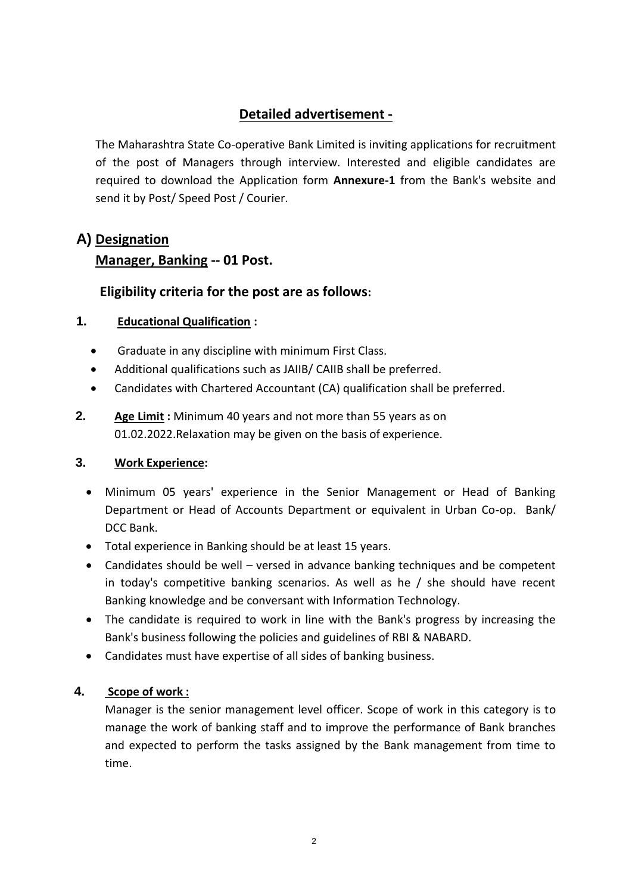## Detailed advertisement -

The Maharashtra State Co-operative Bank Limited is inviting applications for recruitment of the post of Managers through interview. Interested and eligible candidates are required to download the Application form **Annexure-1** from the Bank's website and send it by Post/ Speed Post / Courier.

## A) Designation

### Manager, Banking -- 01 Post.

### Eligibility criteria for the post are as follows:

**1. Educational Qualification :**

- Graduate in any discipline with minimum First Class.
- Additional qualifications such as JAIIB/ CAIIB shall be preferred.
- Candidates with Chartered Accountant (CA) qualification shall be preferred.

**2. Age Limit :** Minimum 40 years and not more than 55 years as on 01.02.2022.Relaxation may be given on the basis of experience.

**3. Work Experience:**

- Minimum 05 years' experience in the Senior Management or Head of Banking Department or Head of Accounts Department or equivalent in Urban Co-op. Bank/ DCC Bank.
- Total experience in Banking should be at least 15 years.
- Candidates should be well – versed in advance banking techniques and be competent in today's competitive banking scenarios. As well as he / she should have recent Banking knowledge and be conversant with Information Technology.
- The candidate is required to work in line with the Bank's progress by increasing the Bank's business following the policies and guidelines of RBI & NABARD.
- Candidates must have expertise of all sides of banking business.

**4. Scope of work :**

Manager is the senior management level officer. Scope of work in this category is to manage the work of banking staff and to improve the performance of Bank branches and expected to perform the tasks assigned by the Bank management from time to time.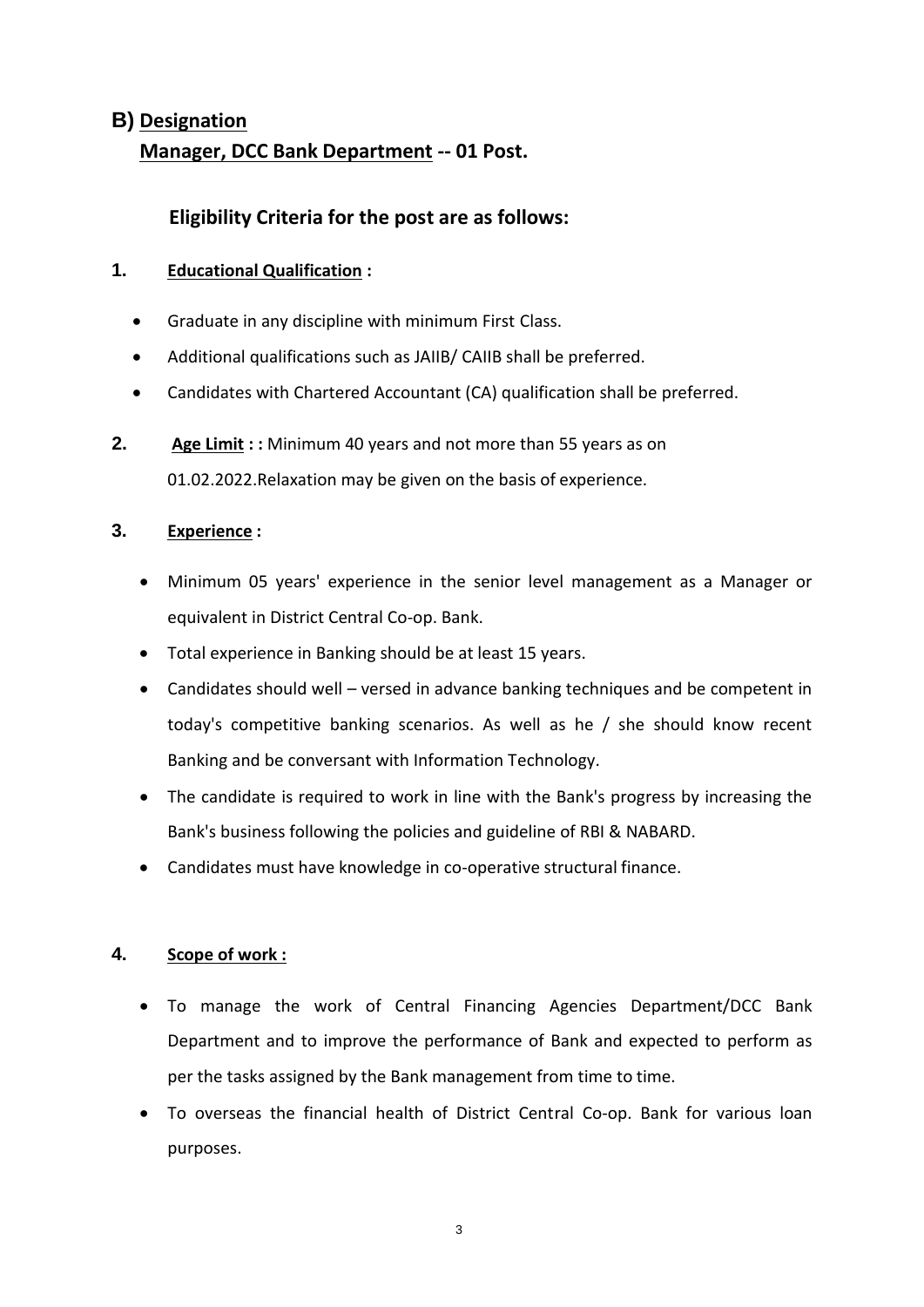## B) Designation

### Manager, DCC Bank Department -- 01 Post.

### Eligibility Criteria for the post are as follows:

**1. Educational Qualification :**

- Graduate in any discipline with minimum First Class.
- Additional qualifications such as JAIIB/ CAIIB shall be preferred.
- Candidates with Chartered Accountant (CA) qualification shall be preferred.

**2. Age Limit : :** Minimum 40 years and not more than 55 years as on 01.02.2022.Relaxation may be given on the basis of experience.

**3. Experience :**

- Minimum 05 years' experience in the senior level management as a Manager or equivalent in District Central Co-op. Bank.
- Total experience in Banking should be at least 15 years.
- Candidates should well – versed in advance banking techniques and be competent in today's competitive banking scenarios. As well as he / she should know recent Banking and be conversant with Information Technology.
- The candidate is required to work in line with the Bank's progress by increasing the Bank's business following the policies and guideline of RBI & NABARD.
- Candidates must have knowledge in co-operative structural finance.

**4. Scope of work :**

- To manage the work of Central Financing Agencies Department/DCC Bank Department and to improve the performance of Bank and expected to perform as per the tasks assigned by the Bank management from time to time.
- To overseas the financial health of District Central Co-op. Bank for various loan purposes.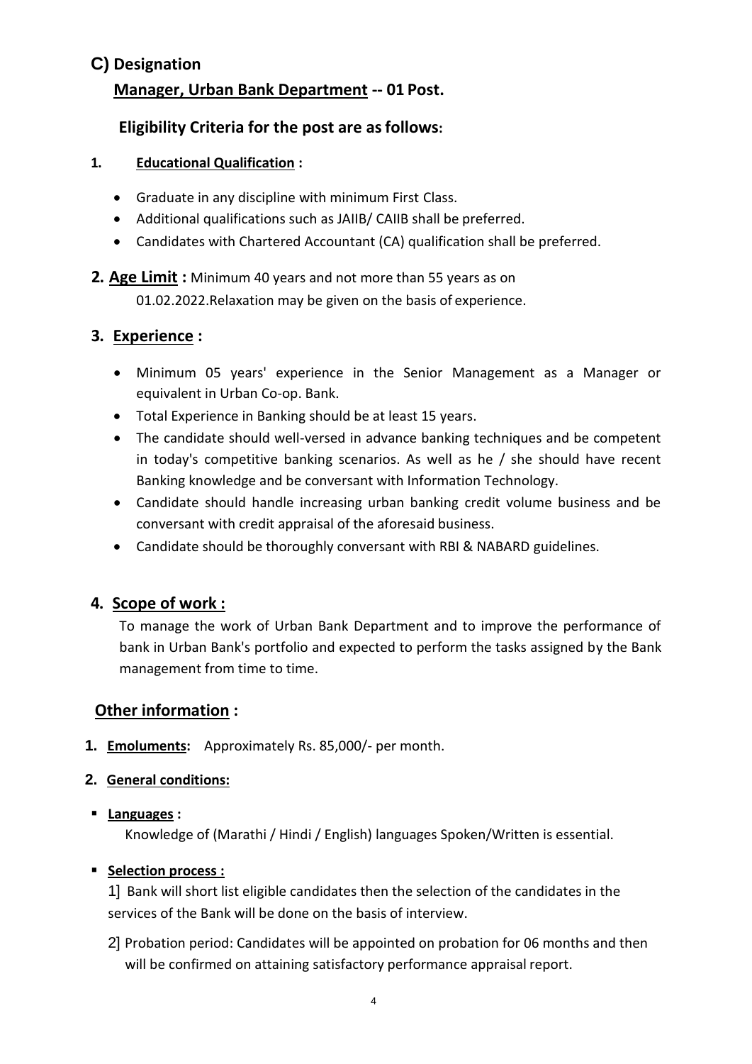## C) Designation

### Manager, Urban Bank Department -- 01 Post.

### Eligibility Criteria for the post are as follows:

**1. Educational Qualification :**

- Graduate in any discipline with minimum First Class.
- Additional qualifications such as JAIIB/ CAIIB shall be preferred.
- Candidates with Chartered Accountant (CA) qualification shall be preferred.

**2. Age Limit :** Minimum 40 years and not more than 55 years as on 01.02.2022.Relaxation may be given on the basis of experience.

**3. Experience :**

- Minimum 05 years' experience in the Senior Management as a Manager or equivalent in Urban Co-op. Bank.
- Total Experience in Banking should be at least 15 years.
- The candidate should well-versed in advance banking techniques and be competent in today's competitive banking scenarios. As well as he / she should have recent Banking knowledge and be conversant with Information Technology.
- Candidate should handle increasing urban banking credit volume business and be conversant with credit appraisal of the aforesaid business.
- Candidate should be thoroughly conversant with RBI & NABARD guidelines.

**4. Scope of work :**

To manage the work of Urban Bank Department and to improve the performance of bank in Urban Bank's portfolio and expected to perform the tasks assigned by the Bank management from time to time.

### Other information :

**1. Emoluments:** Approximately Rs. 85,000/- per month.

**2. General conditions:**

- **Languages :**
  Knowledge of (Marathi / Hindi / English) languages Spoken/Written is essential.
- **Selection process :**
  1] Bank will short list eligible candidates then the selection of the candidates in the services of the Bank will be done on the basis of interview.

  2] Probation period: Candidates will be appointed on probation for 06 months and then will be confirmed on attaining satisfactory performance appraisal report.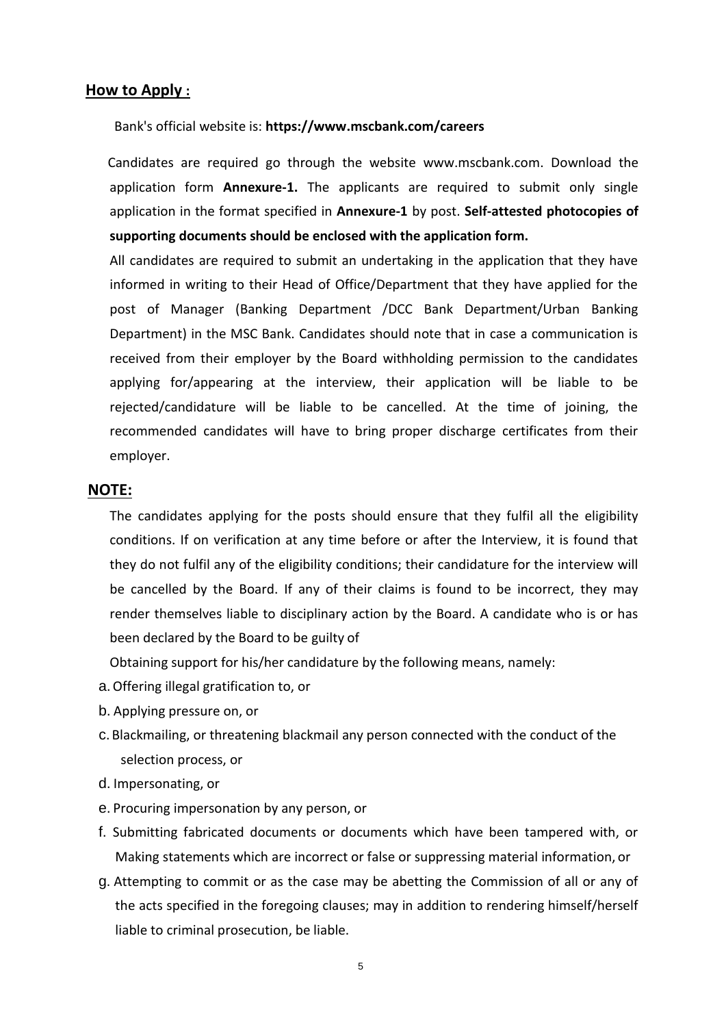## **How to Apply :**

Bank's official website is: **https://www.mscbank.com/careers**

Candidates are required go through the website www.mscbank.com. Download the application form **Annexure-1.** The applicants are required to submit only single application in the format specified in **Annexure-1** by post. **Self-attested photocopies of supporting documents should be enclosed with the application form.**

All candidates are required to submit an undertaking in the application that they have informed in writing to their Head of Office/Department that they have applied for the post of Manager (Banking Department /DCC Bank Department/Urban Banking Department) in the MSC Bank. Candidates should note that in case a communication is received from their employer by the Board withholding permission to the candidates applying for/appearing at the interview, their application will be liable to be rejected/candidature will be liable to be cancelled. At the time of joining, the recommended candidates will have to bring proper discharge certificates from their employer.

## **NOTE:**

The candidates applying for the posts should ensure that they fulfil all the eligibility conditions. If on verification at any time before or after the Interview, it is found that they do not fulfil any of the eligibility conditions; their candidature for the interview will be cancelled by the Board. If any of their claims is found to be incorrect, they may render themselves liable to disciplinary action by the Board. A candidate who is or has been declared by the Board to be guilty of

Obtaining support for his/her candidature by the following means, namely:

a. Offering illegal gratification to, or

b. Applying pressure on, or

c. Blackmailing, or threatening blackmail any person connected with the conduct of the selection process, or

d. Impersonating, or

e. Procuring impersonation by any person, or

f. Submitting fabricated documents or documents which have been tampered with, or Making statements which are incorrect or false or suppressing material information, or

g. Attempting to commit or as the case may be abetting the Commission of all or any of the acts specified in the foregoing clauses; may in addition to rendering himself/herself liable to criminal prosecution, be liable.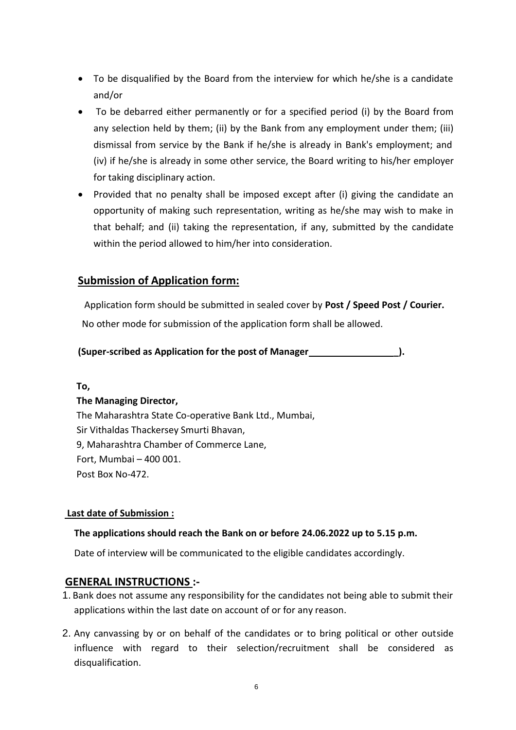- To be disqualified by the Board from the interview for which he/she is a candidate and/or
- To be debarred either permanently or for a specified period (i) by the Board from any selection held by them; (ii) by the Bank from any employment under them; (iii) dismissal from service by the Bank if he/she is already in Bank's employment; and (iv) if he/she is already in some other service, the Board writing to his/her employer for taking disciplinary action.
- Provided that no penalty shall be imposed except after (i) giving the candidate an opportunity of making such representation, writing as he/she may wish to make in that behalf; and (ii) taking the representation, if any, submitted by the candidate within the period allowed to him/her into consideration.

## Submission of Application form:

Application form should be submitted in sealed cover by **Post / Speed Post / Courier.**

No other mode for submission of the application form shall be allowed.

**(Super-scribed as Application for the post of Manager__________________).**

**To,**

**The Managing Director,**

The Maharashtra State Co-operative Bank Ltd., Mumbai,
Sir Vithaldas Thackersey Smurti Bhavan,
9, Maharashtra Chamber of Commerce Lane,
Fort, Mumbai – 400 001.
Post Box No-472.

**Last date of Submission :**

**The applications should reach the Bank on or before 24.06.2022 up to 5.15 p.m.**

Date of interview will be communicated to the eligible candidates accordingly.

## GENERAL INSTRUCTIONS :-

1. Bank does not assume any responsibility for the candidates not being able to submit their applications within the last date on account of or for any reason.
2. Any canvassing by or on behalf of the candidates or to bring political or other outside influence with regard to their selection/recruitment shall be considered as disqualification.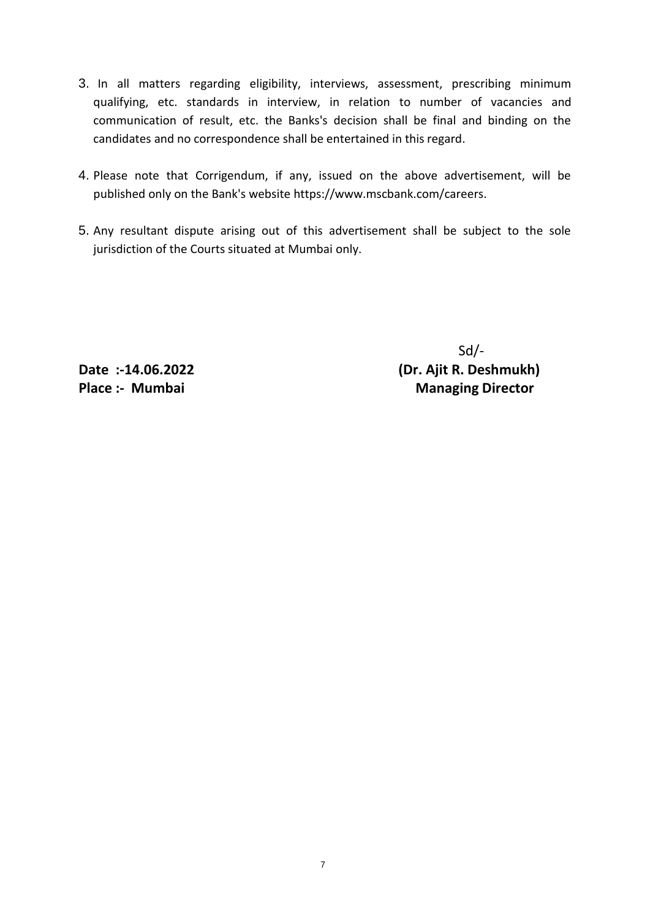3. In all matters regarding eligibility, interviews, assessment, prescribing minimum qualifying, etc. standards in interview, in relation to number of vacancies and communication of result, etc. the Banks's decision shall be final and binding on the candidates and no correspondence shall be entertained in this regard.

4. Please note that Corrigendum, if any, issued on the above advertisement, will be published only on the Bank's website https://www.mscbank.com/careers.

5. Any resultant dispute arising out of this advertisement shall be subject to the sole jurisdiction of the Courts situated at Mumbai only.

Sd/-

**Date :-14.06.2022**

**Place :- Mumbai**

**(Dr. Ajit R. Deshmukh)**

**Managing Director**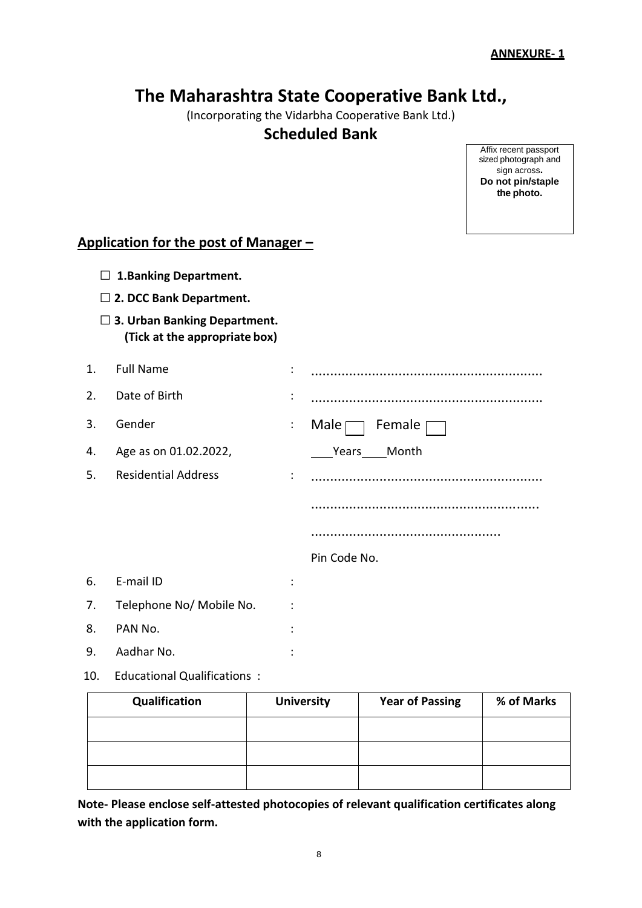**ANNEXURE- 1**

# The Maharashtra State Cooperative Bank Ltd.,

(Incorporating the Vidarbha Cooperative Bank Ltd.)

## Scheduled Bank

Affix recent passport sized photograph and sign across. **Do not pin/staple the photo.**

## Application for the post of Manager –

☐ **1.Banking Department.**

☐ **2. DCC Bank Department.**

☐ **3. Urban Banking Department.**
**(Tick at the appropriate box)**

1. Full Name : ............................................................
2. Date of Birth : ............................................................
3. Gender : Male ☐ Female ☐
4. Age as on 01.02.2022, ___Years___Month
5. Residential Address : ............................................................
   ............................................................
   ..................................................
   Pin Code No.
6. E-mail ID :
7. Telephone No/ Mobile No. :
8. PAN No. :
9. Aadhar No. :
10. Educational Qualifications :

| Qualification | University | Year of Passing | % of Marks |
|---|---|---|---|
| | | | |
| | | | |
| | | | |

**Note- Please enclose self-attested photocopies of relevant qualification certificates along with the application form.**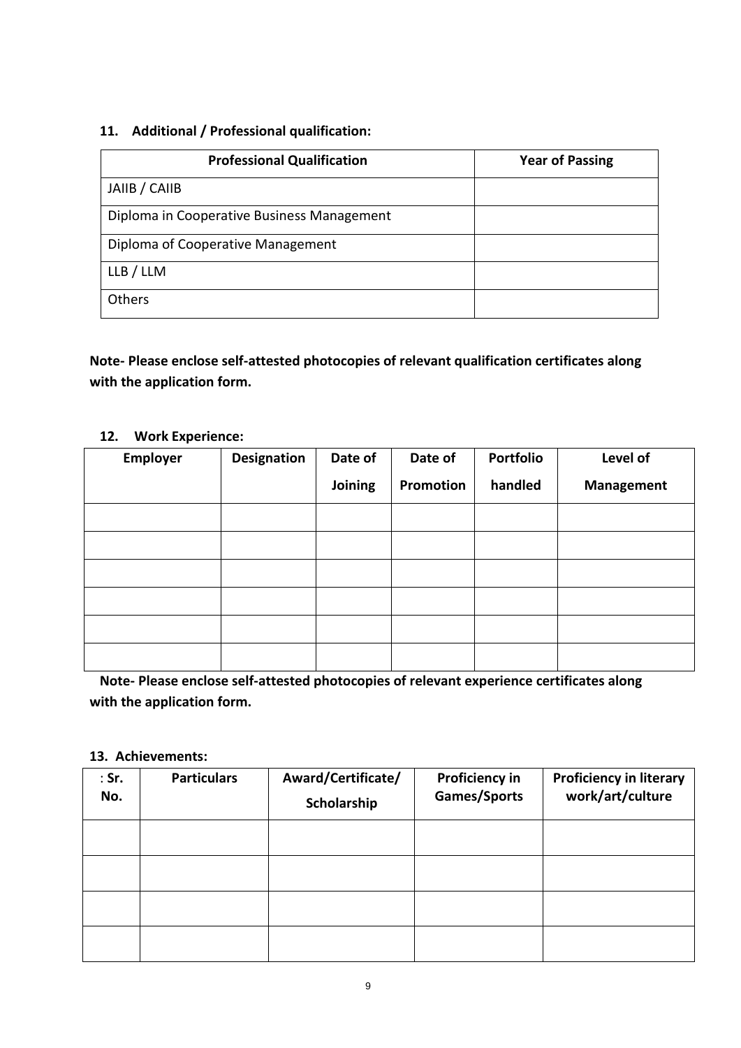**11. Additional / Professional qualification:**

| Professional Qualification | Year of Passing |
| --- | --- |
| JAIIB / CAIIB | |
| Diploma in Cooperative Business Management | |
| Diploma of Cooperative Management | |
| LLB / LLM | |
| Others | |

**Note- Please enclose self-attested photocopies of relevant qualification certificates along with the application form.**

**12. Work Experience:**

| Employer | Designation | Date of Joining | Date of Promotion | Portfolio handled | Level of Management |
| --- | --- | --- | --- | --- | --- |
| | | | | | |
| | | | | | |
| | | | | | |
| | | | | | |
| | | | | | |
| | | | | | |

**Note- Please enclose self-attested photocopies of relevant experience certificates along with the application form.**

**13. Achievements:**

| : Sr. No. | Particulars | Award/Certificate/ Scholarship | Proficiency in Games/Sports | Proficiency in literary work/art/culture |
| --- | --- | --- | --- | --- |
| | | | | |
| | | | | |
| | | | | |
| | | | | |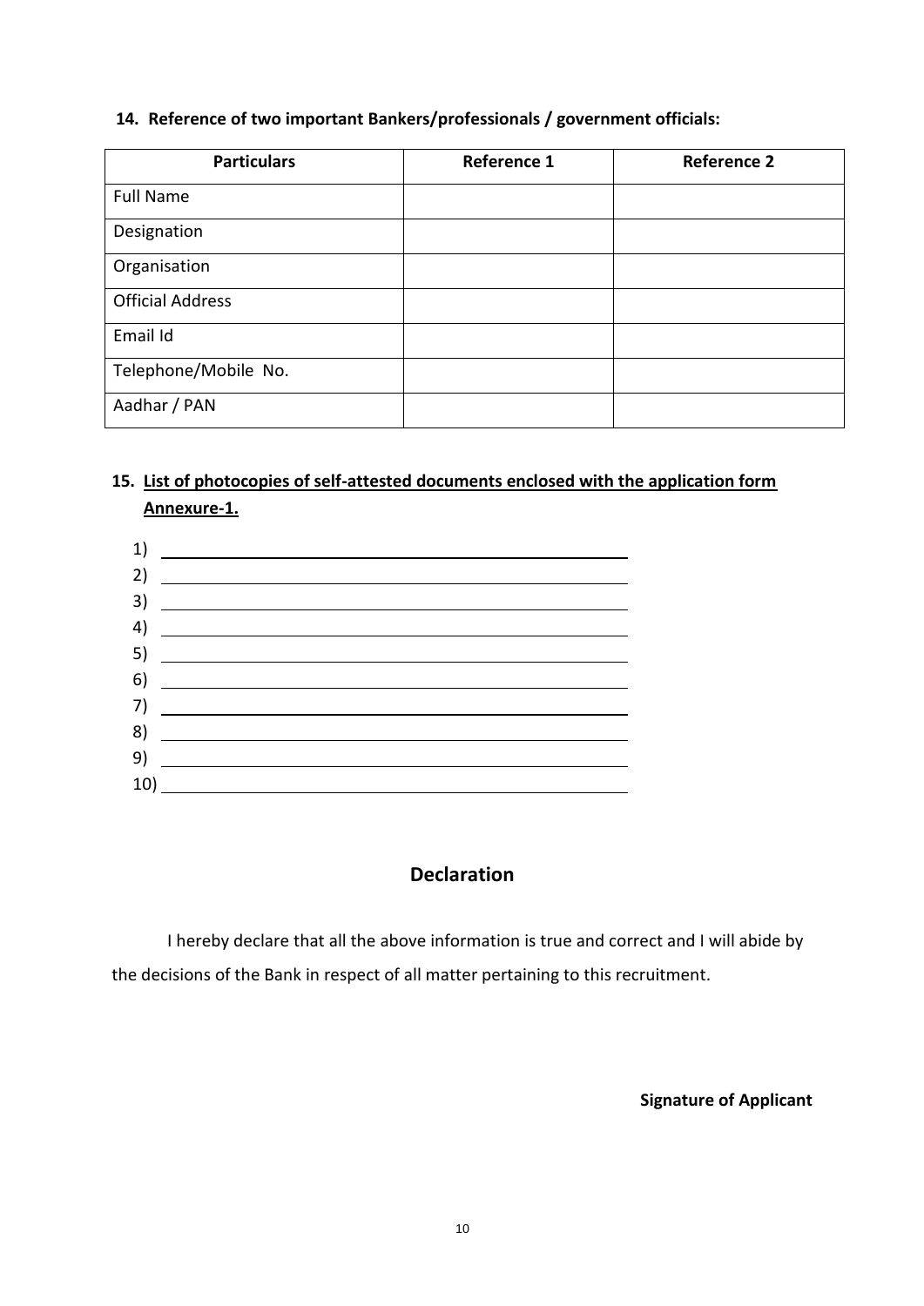**14. Reference of two important Bankers/professionals / government officials:**

| Particulars | Reference 1 | Reference 2 |
|---|---|---|
| Full Name | | |
| Designation | | |
| Organisation | | |
| Official Address | | |
| Email Id | | |
| Telephone/Mobile No. | | |
| Aadhar / PAN | | |

**15. <u>List of photocopies of self-attested documents enclosed with the application form Annexure-1.</u>**

1) ______________________________
2) ______________________________
3) ______________________________
4) ______________________________
5) ______________________________
6) ______________________________
7) ______________________________
8) ______________________________
9) ______________________________
10) ______________________________

## Declaration

I hereby declare that all the above information is true and correct and I will abide by the decisions of the Bank in respect of all matter pertaining to this recruitment.

**Signature of Applicant**